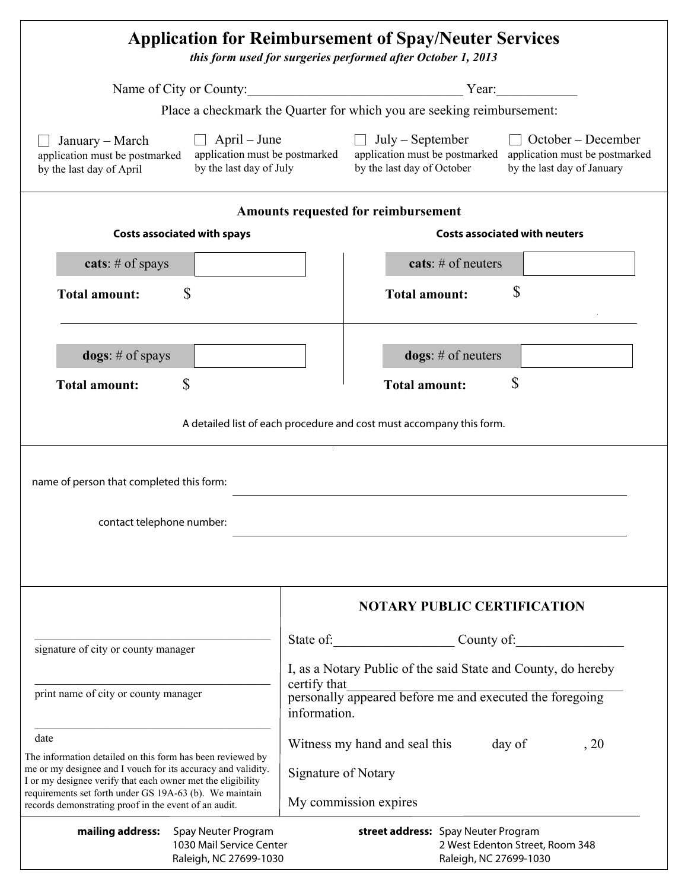# Application for Reimbursement of Spay/Neuter Services

*this form used for surgeries performed after October 1, 2013*

Name of City or County:________________________________ Year:____________

Place a checkmark the Quarter for which you are seeking reimbursement:

- ☐ January – March
  application must be postmarked by the last day of April
- ☐ April – June
  application must be postmarked by the last day of July
- ☐ July – September
  application must be postmarked by the last day of October
- ☐ October – December
  application must be postmarked by the last day of January

## Amounts requested for reimbursement

| Costs associated with spays | | Costs associated with neuters | |
|---|---|---|---|
| **cats**: # of spays | | **cats**: # of neuters | |
| **Total amount:** | $ | **Total amount:** | $ |
| **dogs**: # of spays | | **dogs**: # of neuters | |
| **Total amount:** | $ | **Total amount:** | $ |

A detailed list of each procedure and cost must accompany this form.

name of person that completed this form: ________________________________

contact telephone number: ________________________________

________________________________
signature of city or county manager

________________________________
print name of city or county manager

________________________________
date

The information detailed on this form has been reviewed by me or my designee and I vouch for its accuracy and validity. I or my designee verify that each owner met the eligibility requirements set forth under GS 19A-63 (b). We maintain records demonstrating proof in the event of an audit.

### NOTARY PUBLIC CERTIFICATION

State of:_________________ County of:________________

I, as a Notary Public of the said State and County, do hereby certify that_______________________________________ personally appeared before me and executed the foregoing information.

Witness my hand and seal this day of , 20

Signature of Notary

My commission expires

**mailing address:** Spay Neuter Program
1030 Mail Service Center
Raleigh, NC 27699-1030

**street address:** Spay Neuter Program
2 West Edenton Street, Room 348
Raleigh, NC 27699-1030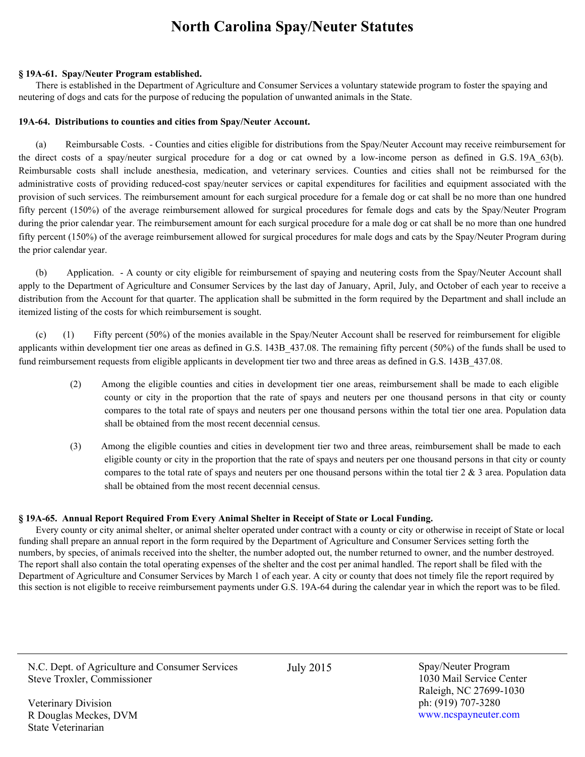# North Carolina Spay/Neuter Statutes

**§ 19A-61. Spay/Neuter Program established.**

There is established in the Department of Agriculture and Consumer Services a voluntary statewide program to foster the spaying and neutering of dogs and cats for the purpose of reducing the population of unwanted animals in the State.

**19A-64. Distributions to counties and cities from Spay/Neuter Account.**

(a) Reimbursable Costs. - Counties and cities eligible for distributions from the Spay/Neuter Account may receive reimbursement for the direct costs of a spay/neuter surgical procedure for a dog or cat owned by a low-income person as defined in G.S. 19A_63(b). Reimbursable costs shall include anesthesia, medication, and veterinary services. Counties and cities shall not be reimbursed for the administrative costs of providing reduced-cost spay/neuter services or capital expenditures for facilities and equipment associated with the provision of such services. The reimbursement amount for each surgical procedure for a female dog or cat shall be no more than one hundred fifty percent (150%) of the average reimbursement allowed for surgical procedures for female dogs and cats by the Spay/Neuter Program during the prior calendar year. The reimbursement amount for each surgical procedure for a male dog or cat shall be no more than one hundred fifty percent (150%) of the average reimbursement allowed for surgical procedures for male dogs and cats by the Spay/Neuter Program during the prior calendar year.

(b) Application. - A county or city eligible for reimbursement of spaying and neutering costs from the Spay/Neuter Account shall apply to the Department of Agriculture and Consumer Services by the last day of January, April, July, and October of each year to receive a distribution from the Account for that quarter. The application shall be submitted in the form required by the Department and shall include an itemized listing of the costs for which reimbursement is sought.

(c) (1) Fifty percent (50%) of the monies available in the Spay/Neuter Account shall be reserved for reimbursement for eligible applicants within development tier one areas as defined in G.S. 143B_437.08. The remaining fifty percent (50%) of the funds shall be used to fund reimbursement requests from eligible applicants in development tier two and three areas as defined in G.S. 143B_437.08.

(2) Among the eligible counties and cities in development tier one areas, reimbursement shall be made to each eligible county or city in the proportion that the rate of spays and neuters per one thousand persons in that city or county compares to the total rate of spays and neuters per one thousand persons within the total tier one area. Population data shall be obtained from the most recent decennial census.

(3) Among the eligible counties and cities in development tier two and three areas, reimbursement shall be made to each eligible county or city in the proportion that the rate of spays and neuters per one thousand persons in that city or county compares to the total rate of spays and neuters per one thousand persons within the total tier 2 & 3 area. Population data shall be obtained from the most recent decennial census.

**§ 19A-65. Annual Report Required From Every Animal Shelter in Receipt of State or Local Funding.**

Every county or city animal shelter, or animal shelter operated under contract with a county or city or otherwise in receipt of State or local funding shall prepare an annual report in the form required by the Department of Agriculture and Consumer Services setting forth the numbers, by species, of animals received into the shelter, the number adopted out, the number returned to owner, and the number destroyed. The report shall also contain the total operating expenses of the shelter and the cost per animal handled. The report shall be filed with the Department of Agriculture and Consumer Services by March 1 of each year. A city or county that does not timely file the report required by this section is not eligible to receive reimbursement payments under G.S. 19A-64 during the calendar year in which the report was to be filed.

N.C. Dept. of Agriculture and Consumer Services
Steve Troxler, Commissioner

Veterinary Division
R Douglas Meckes, DVM
State Veterinarian

July 2015

Spay/Neuter Program
1030 Mail Service Center
Raleigh, NC 27699-1030
ph: (919) 707-3280
www.ncspayneuter.com